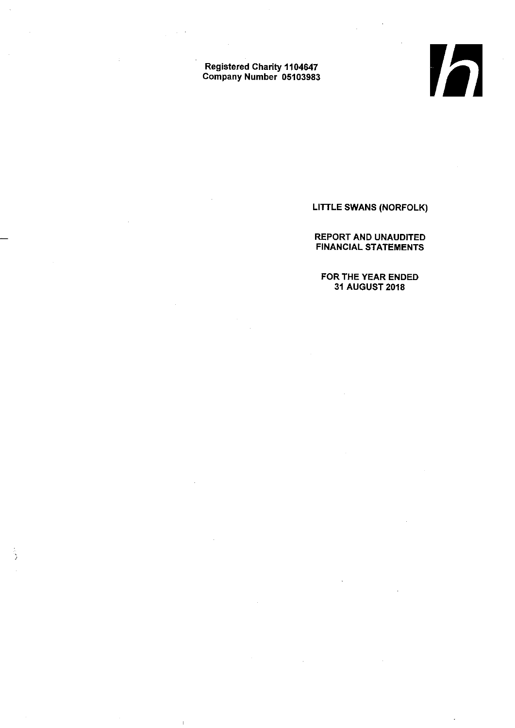Registered Charity 1104647
Company Number 05103983

# LITTLE SWANS (NORFOLK)

## REPORT AND UNAUDITED FINANCIAL STATEMENTS

## FOR THE YEAR ENDED 31 AUGUST 2018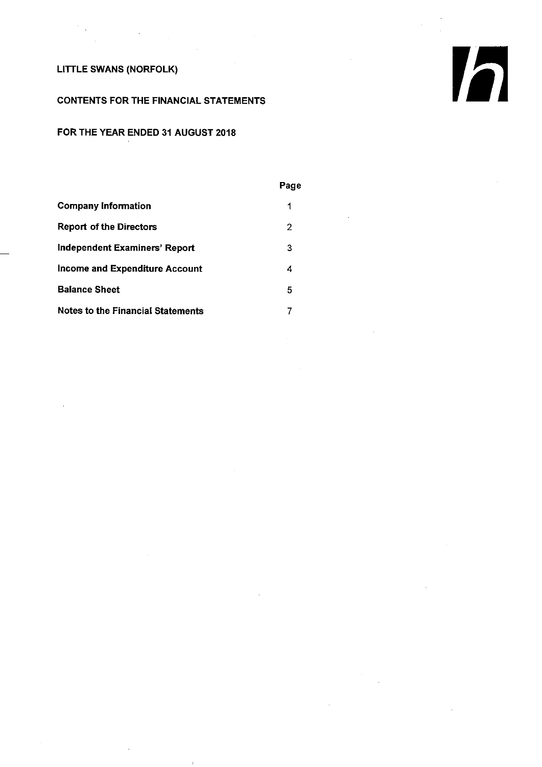# LITTLE SWANS (NORFOLK)

## CONTENTS FOR THE FINANCIAL STATEMENTS

## FOR THE YEAR ENDED 31 AUGUST 2018

| | Page |
|---|---|
| **Company Information** | 1 |
| **Report of the Directors** | 2 |
| **Independent Examiners' Report** | 3 |
| **Income and Expenditure Account** | 4 |
| **Balance Sheet** | 5 |
| **Notes to the Financial Statements** | 7 |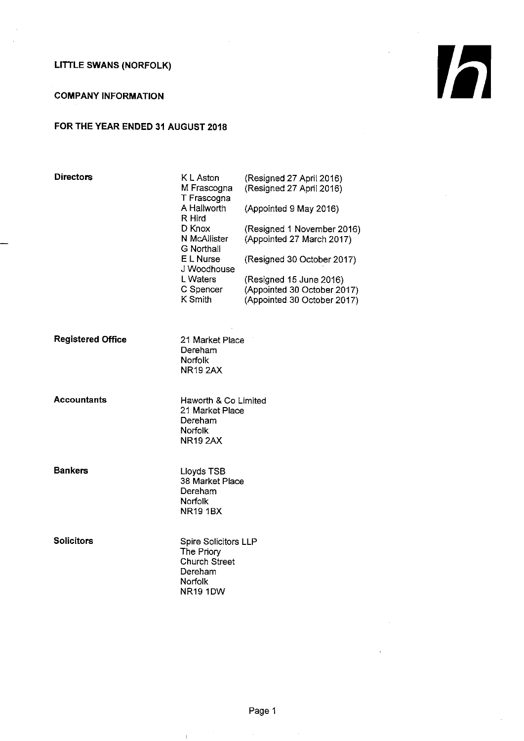**LITTLE SWANS (NORFOLK)**

**COMPANY INFORMATION**

**FOR THE YEAR ENDED 31 AUGUST 2018**

| | | |
|---|---|---|
| **Directors** | K L Aston | (Resigned 27 April 2016) |
| | M Frascogna | (Resigned 27 April 2016) |
| | T Frascogna | |
| | A Hallworth | (Appointed 9 May 2016) |
| | R Hird | |
| | D Knox | (Resigned 1 November 2016) |
| | N McAllister | (Appointed 27 March 2017) |
| | G Northall | |
| | E L Nurse | (Resigned 30 October 2017) |
| | J Woodhouse | |
| | L Waters | (Resigned 15 June 2016) |
| | C Spencer | (Appointed 30 October 2017) |
| | K Smith | (Appointed 30 October 2017) |

**Registered Office**

21 Market Place
Dereham
Norfolk
NR19 2AX

**Accountants**

Haworth & Co Limited
21 Market Place
Dereham
Norfolk
NR19 2AX

**Bankers**

Lloyds TSB
38 Market Place
Dereham
Norfolk
NR19 1BX

**Solicitors**

Spire Solicitors LLP
The Priory
Church Street
Dereham
Norfolk
NR19 1DW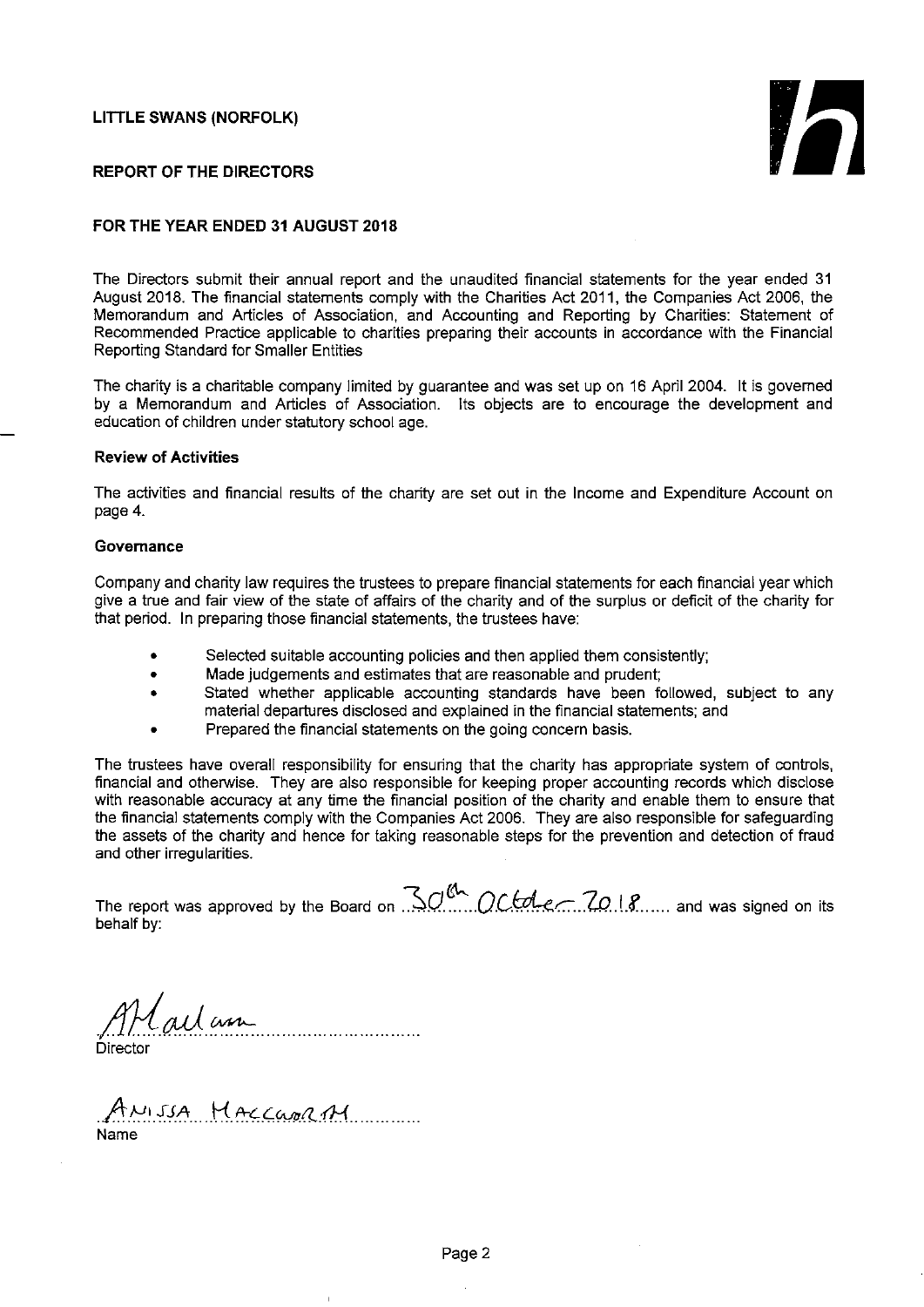**LITTLE SWANS (NORFOLK)**

**REPORT OF THE DIRECTORS**

**FOR THE YEAR ENDED 31 AUGUST 2018**

The Directors submit their annual report and the unaudited financial statements for the year ended 31 August 2018. The financial statements comply with the Charities Act 2011, the Companies Act 2006, the Memorandum and Articles of Association, and Accounting and Reporting by Charities: Statement of Recommended Practice applicable to charities preparing their accounts in accordance with the Financial Reporting Standard for Smaller Entities

The charity is a charitable company limited by guarantee and was set up on 16 April 2004. It is governed by a Memorandum and Articles of Association. Its objects are to encourage the development and education of children under statutory school age.

**Review of Activities**

The activities and financial results of the charity are set out in the Income and Expenditure Account on page 4.

**Governance**

Company and charity law requires the trustees to prepare financial statements for each financial year which give a true and fair view of the state of affairs of the charity and of the surplus or deficit of the charity for that period. In preparing those financial statements, the trustees have:

- Selected suitable accounting policies and then applied them consistently;
- Made judgements and estimates that are reasonable and prudent;
- Stated whether applicable accounting standards have been followed, subject to any material departures disclosed and explained in the financial statements; and
- Prepared the financial statements on the going concern basis.

The trustees have overall responsibility for ensuring that the charity has appropriate system of controls, financial and otherwise. They are also responsible for keeping proper accounting records which disclose with reasonable accuracy at any time the financial position of the charity and enable them to ensure that the financial statements comply with the Companies Act 2006. They are also responsible for safeguarding the assets of the charity and hence for taking reasonable steps for the prevention and detection of fraud and other irregularities.

The report was approved by the Board on 30th October 2018 and was signed on its behalf by:

AMallam

Director

ANISSA MACCARRAH

Name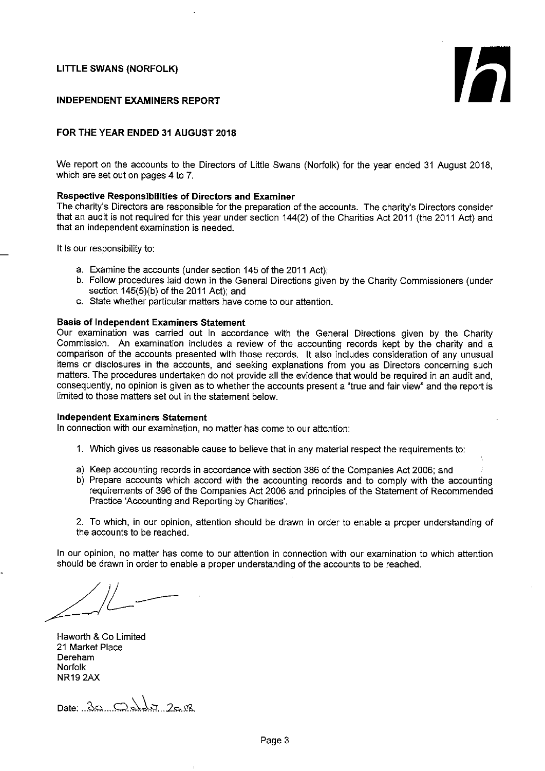**LITTLE SWANS (NORFOLK)**

**INDEPENDENT EXAMINERS REPORT**

**FOR THE YEAR ENDED 31 AUGUST 2018**

We report on the accounts to the Directors of Little Swans (Norfolk) for the year ended 31 August 2018, which are set out on pages 4 to 7.

**Respective Responsibilities of Directors and Examiner**
The charity's Directors are responsible for the preparation of the accounts. The charity's Directors consider that an audit is not required for this year under section 144(2) of the Charities Act 2011 (the 2011 Act) and that an independent examination is needed.

It is our responsibility to:

a. Examine the accounts (under section 145 of the 2011 Act);
b. Follow procedures laid down in the General Directions given by the Charity Commissioners (under section 145(5)(b) of the 2011 Act); and
c. State whether particular matters have come to our attention.

**Basis of Independent Examiners Statement**
Our examination was carried out in accordance with the General Directions given by the Charity Commission. An examination includes a review of the accounting records kept by the charity and a comparison of the accounts presented with those records. It also includes consideration of any unusual items or disclosures in the accounts, and seeking explanations from you as Directors concerning such matters. The procedures undertaken do not provide all the evidence that would be required in an audit and, consequently, no opinion is given as to whether the accounts present a "true and fair view" and the report is limited to those matters set out in the statement below.

**Independent Examiners Statement**
In connection with our examination, no matter has come to our attention:

1. Which gives us reasonable cause to believe that in any material respect the requirements to:

a) Keep accounting records in accordance with section 386 of the Companies Act 2006; and
b) Prepare accounts which accord with the accounting records and to comply with the accounting requirements of 396 of the Companies Act 2006 and principles of the Statement of Recommended Practice 'Accounting and Reporting by Charities'.

2. To which, in our opinion, attention should be drawn in order to enable a proper understanding of the accounts to be reached.

In our opinion, no matter has come to our attention in connection with our examination to which attention should be drawn in order to enable a proper understanding of the accounts to be reached.

Haworth & Co Limited
21 Market Place
Dereham
Norfolk
NR19 2AX

Date: 30 October 2018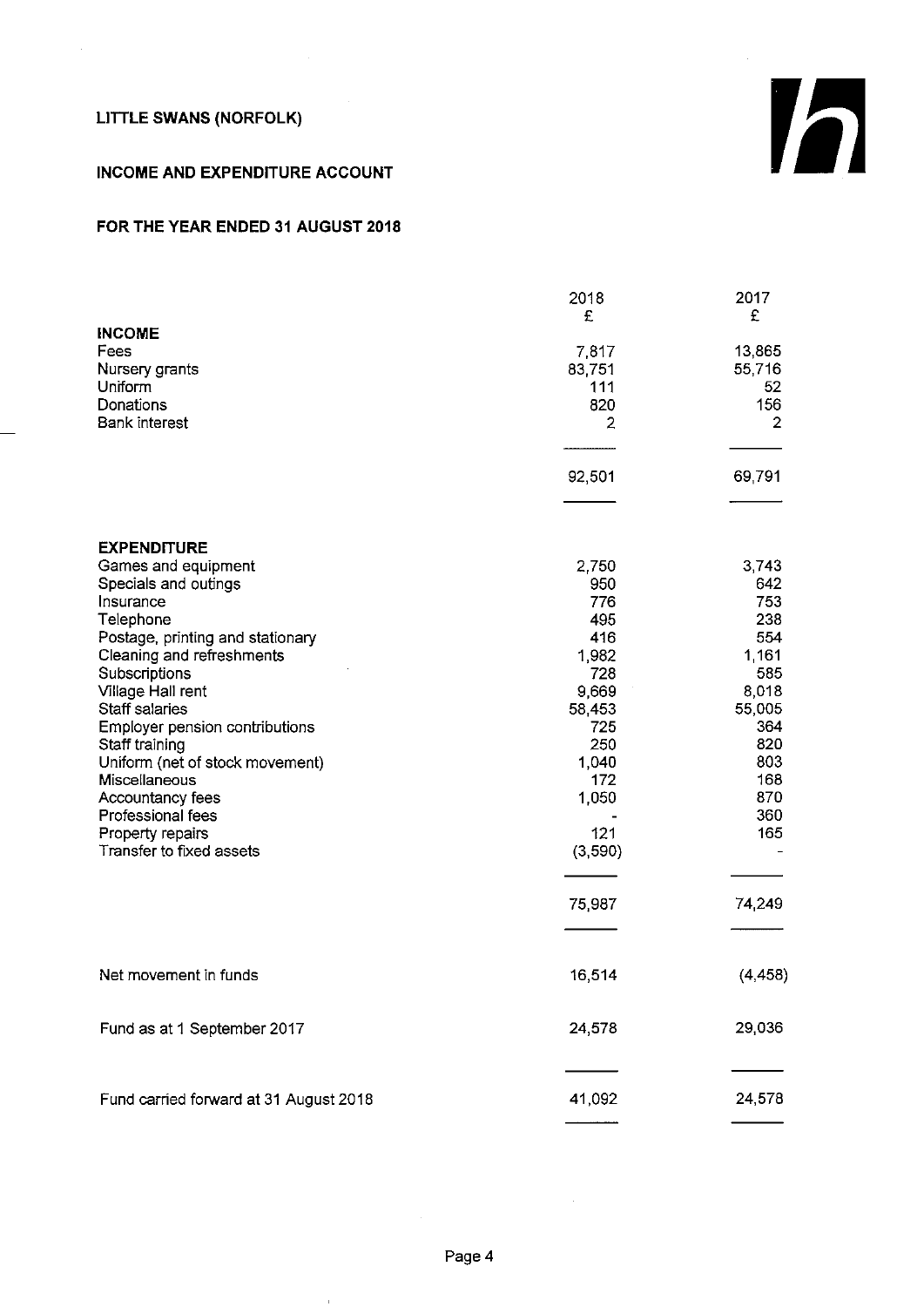**LITTLE SWANS (NORFOLK)**

**INCOME AND EXPENDITURE ACCOUNT**

**FOR THE YEAR ENDED 31 AUGUST 2018**

| | 2018 £ | 2017 £ |
|---|---|---|
| **INCOME** | | |
| Fees | 7,817 | 13,865 |
| Nursery grants | 83,751 | 55,716 |
| Uniform | 111 | 52 |
| Donations | 820 | 156 |
| Bank interest | 2 | 2 |
| | 92,501 | 69,791 |
| **EXPENDITURE** | | |
| Games and equipment | 2,750 | 3,743 |
| Specials and outings | 950 | 642 |
| Insurance | 776 | 753 |
| Telephone | 495 | 238 |
| Postage, printing and stationary | 416 | 554 |
| Cleaning and refreshments | 1,982 | 1,161 |
| Subscriptions | 728 | 585 |
| Village Hall rent | 9,669 | 8,018 |
| Staff salaries | 58,453 | 55,005 |
| Employer pension contributions | 725 | 364 |
| Staff training | 250 | 820 |
| Uniform (net of stock movement) | 1,040 | 803 |
| Miscellaneous | 172 | 168 |
| Accountancy fees | 1,050 | 870 |
| Professional fees | - | 360 |
| Property repairs | 121 | 165 |
| Transfer to fixed assets | (3,590) | - |
| | 75,987 | 74,249 |
| Net movement in funds | 16,514 | (4,458) |
| Fund as at 1 September 2017 | 24,578 | 29,036 |
| Fund carried forward at 31 August 2018 | 41,092 | 24,578 |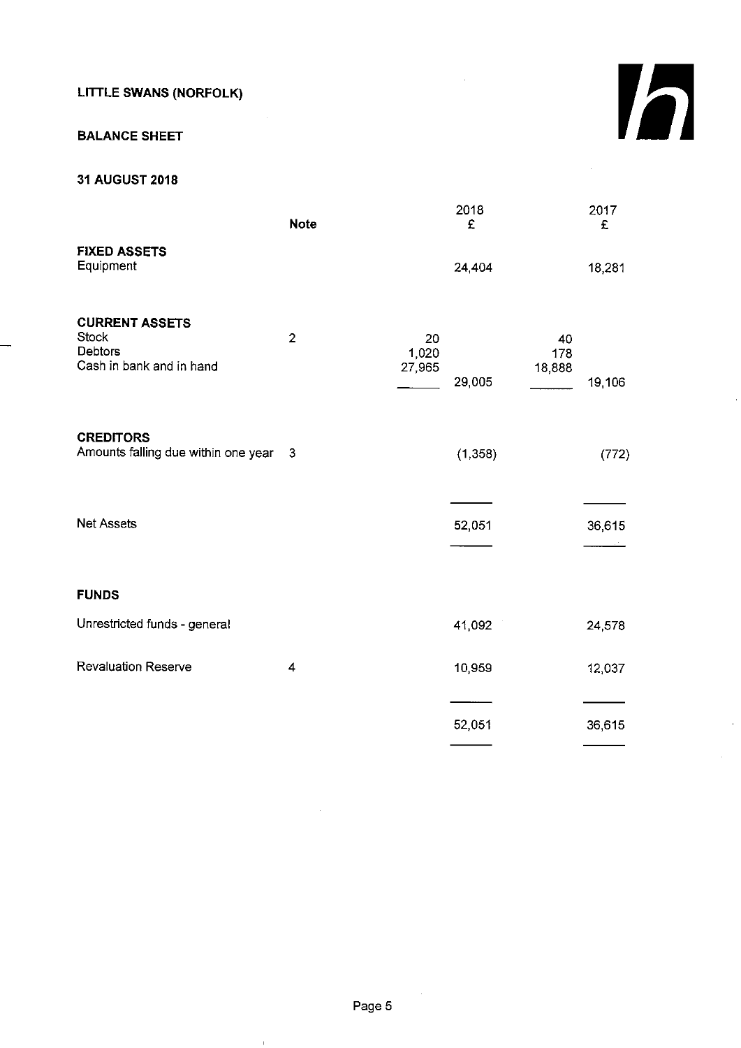**LITTLE SWANS (NORFOLK)**

**BALANCE SHEET**

**31 AUGUST 2018**

| | Note | | 2018 £ | | 2017 £ |
|---|---|---|---|---|---|
| **FIXED ASSETS** | | | | | |
| Equipment | | | 24,404 | | 18,281 |
| **CURRENT ASSETS** | | | | | |
| Stock | 2 | 20 | | 40 | |
| Debtors | | 1,020 | | 178 | |
| Cash in bank and in hand | | 27,965 | 29,005 | 18,888 | 19,106 |
| **CREDITORS** | | | | | |
| Amounts falling due within one year | 3 | | (1,358) | | (772) |
| Net Assets | | | 52,051 | | 36,615 |
| **FUNDS** | | | | | |
| Unrestricted funds - general | | | 41,092 | | 24,578 |
| Revaluation Reserve | 4 | | 10,959 | | 12,037 |
| | | | 52,051 | | 36,615 |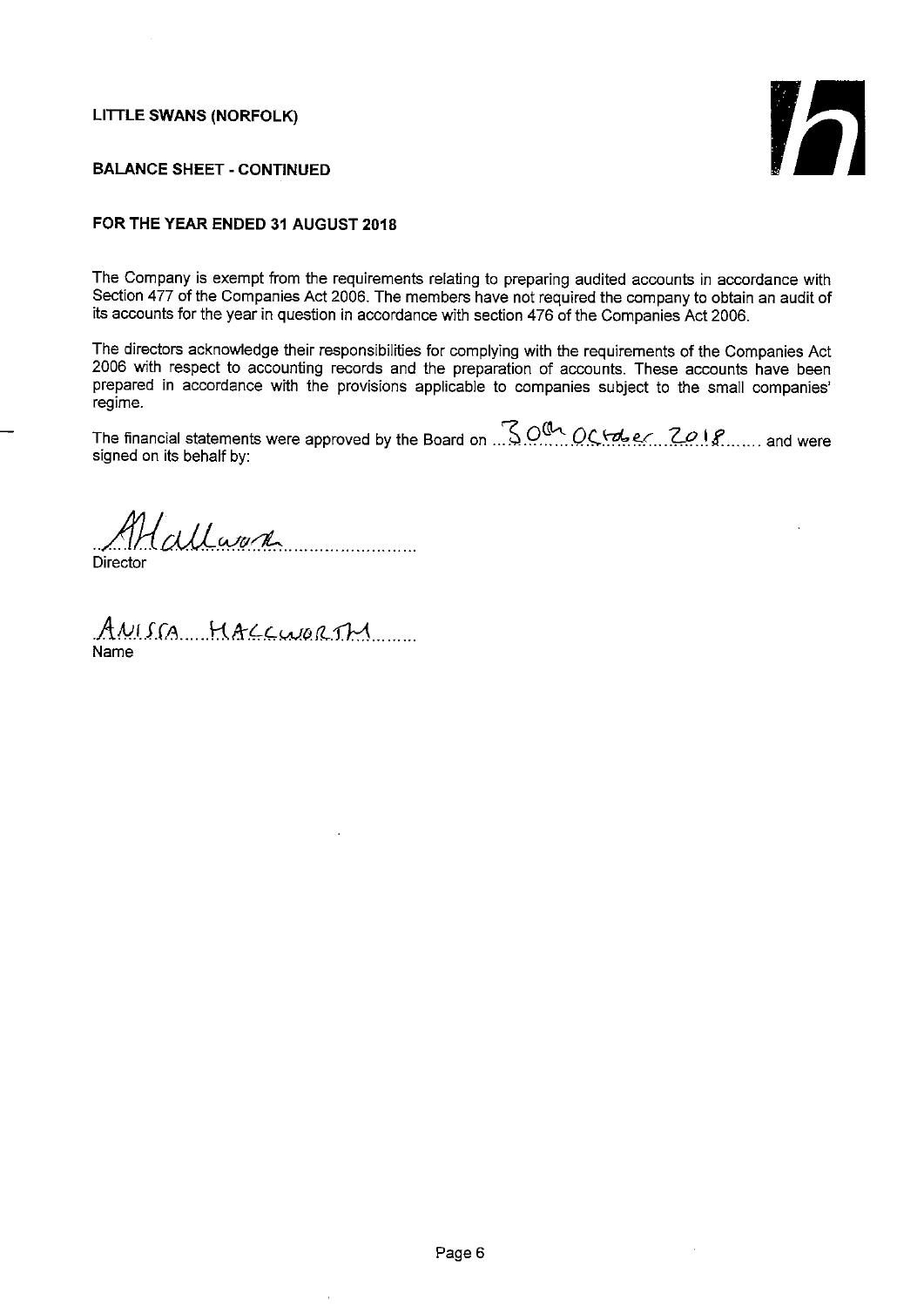**LITTLE SWANS (NORFOLK)**

**BALANCE SHEET - CONTINUED**

**FOR THE YEAR ENDED 31 AUGUST 2018**

The Company is exempt from the requirements relating to preparing audited accounts in accordance with Section 477 of the Companies Act 2006. The members have not required the company to obtain an audit of its accounts for the year in question in accordance with section 476 of the Companies Act 2006.

The directors acknowledge their responsibilities for complying with the requirements of the Companies Act 2006 with respect to accounting records and the preparation of accounts. These accounts have been prepared in accordance with the provisions applicable to companies subject to the small companies' regime.

The financial statements were approved by the Board on 30th October 2018 and were signed on its behalf by:

AHallworth

Director

ANISSA HALLWORTH

Name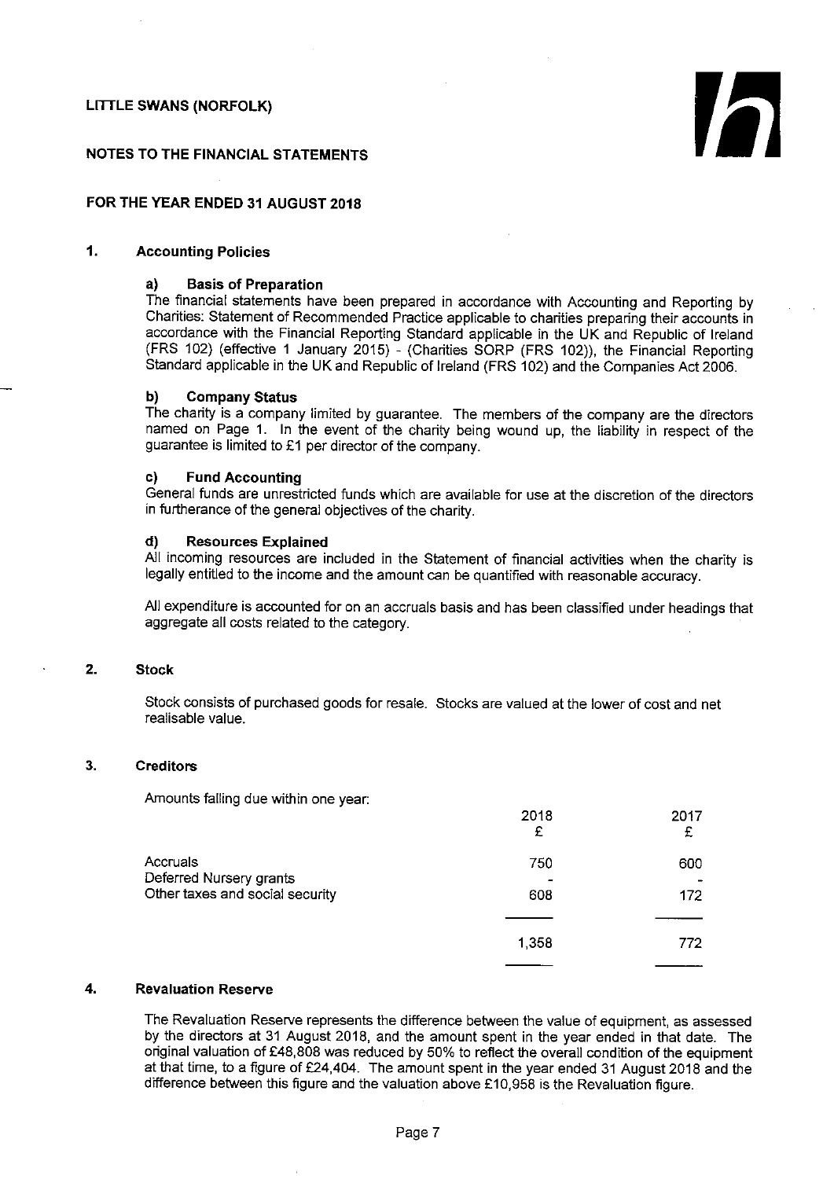**LITTLE SWANS (NORFOLK)**

**NOTES TO THE FINANCIAL STATEMENTS**

**FOR THE YEAR ENDED 31 AUGUST 2018**

## 1. Accounting Policies

### a) Basis of Preparation

The financial statements have been prepared in accordance with Accounting and Reporting by Charities: Statement of Recommended Practice applicable to charities preparing their accounts in accordance with the Financial Reporting Standard applicable in the UK and Republic of Ireland (FRS 102) (effective 1 January 2015) - (Charities SORP (FRS 102)), the Financial Reporting Standard applicable in the UK and Republic of Ireland (FRS 102) and the Companies Act 2006.

### b) Company Status

The charity is a company limited by guarantee. The members of the company are the directors named on Page 1. In the event of the charity being wound up, the liability in respect of the guarantee is limited to £1 per director of the company.

### c) Fund Accounting

General funds are unrestricted funds which are available for use at the discretion of the directors in furtherance of the general objectives of the charity.

### d) Resources Explained

All incoming resources are included in the Statement of financial activities when the charity is legally entitled to the income and the amount can be quantified with reasonable accuracy.

All expenditure is accounted for on an accruals basis and has been classified under headings that aggregate all costs related to the category.

## 2. Stock

Stock consists of purchased goods for resale. Stocks are valued at the lower of cost and net realisable value.

## 3. Creditors

Amounts falling due within one year:

| | 2018<br>£ | 2017<br>£ |
|---|---|---|
| Accruals | 750 | 600 |
| Deferred Nursery grants | - | - |
| Other taxes and social security | 608 | 172 |
| | 1,358 | 772 |

## 4. Revaluation Reserve

The Revaluation Reserve represents the difference between the value of equipment, as assessed by the directors at 31 August 2018, and the amount spent in the year ended in that date. The original valuation of £48,808 was reduced by 50% to reflect the overall condition of the equipment at that time, to a figure of £24,404. The amount spent in the year ended 31 August 2018 and the difference between this figure and the valuation above £10,958 is the Revaluation figure.